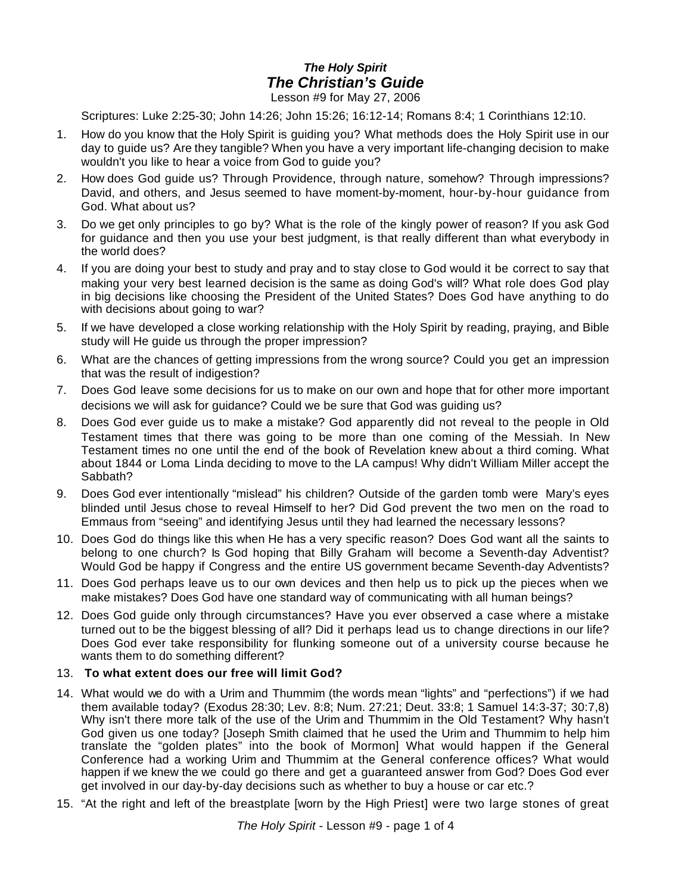# *The Holy Spirit*
# *The Christian's Guide*

Lesson #9 for May 27, 2006

Scriptures: Luke 2:25-30; John 14:26; John 15:26; 16:12-14; Romans 8:4; 1 Corinthians 12:10.

1. How do you know that the Holy Spirit is guiding you? What methods does the Holy Spirit use in our day to guide us? Are they tangible? When you have a very important life-changing decision to make wouldn't you like to hear a voice from God to guide you?
2. How does God guide us? Through Providence, through nature, somehow? Through impressions? David, and others, and Jesus seemed to have moment-by-moment, hour-by-hour guidance from God. What about us?
3. Do we get only principles to go by? What is the role of the kingly power of reason? If you ask God for guidance and then you use your best judgment, is that really different than what everybody in the world does?
4. If you are doing your best to study and pray and to stay close to God would it be correct to say that making your very best learned decision is the same as doing God's will? What role does God play in big decisions like choosing the President of the United States? Does God have anything to do with decisions about going to war?
5. If we have developed a close working relationship with the Holy Spirit by reading, praying, and Bible study will He guide us through the proper impression?
6. What are the chances of getting impressions from the wrong source? Could you get an impression that was the result of indigestion?
7. Does God leave some decisions for us to make on our own and hope that for other more important decisions we will ask for guidance? Could we be sure that God was guiding us?
8. Does God ever guide us to make a mistake? God apparently did not reveal to the people in Old Testament times that there was going to be more than one coming of the Messiah. In New Testament times no one until the end of the book of Revelation knew about a third coming. What about 1844 or Loma Linda deciding to move to the LA campus! Why didn't William Miller accept the Sabbath?
9. Does God ever intentionally "mislead" his children? Outside of the garden tomb were Mary's eyes blinded until Jesus chose to reveal Himself to her? Did God prevent the two men on the road to Emmaus from "seeing" and identifying Jesus until they had learned the necessary lessons?
10. Does God do things like this when He has a very specific reason? Does God want all the saints to belong to one church? Is God hoping that Billy Graham will become a Seventh-day Adventist? Would God be happy if Congress and the entire US government became Seventh-day Adventists?
11. Does God perhaps leave us to our own devices and then help us to pick up the pieces when we make mistakes? Does God have one standard way of communicating with all human beings?
12. Does God guide only through circumstances? Have you ever observed a case where a mistake turned out to be the biggest blessing of all? Did it perhaps lead us to change directions in our life? Does God ever take responsibility for flunking someone out of a university course because he wants them to do something different?
13. **To what extent does our free will limit God?**
14. What would we do with a Urim and Thummim (the words mean "lights" and "perfections") if we had them available today? (Exodus 28:30; Lev. 8:8; Num. 27:21; Deut. 33:8; 1 Samuel 14:3-37; 30:7,8) Why isn't there more talk of the use of the Urim and Thummim in the Old Testament? Why hasn't God given us one today? [Joseph Smith claimed that he used the Urim and Thummim to help him translate the "golden plates" into the book of Mormon] What would happen if the General Conference had a working Urim and Thummim at the General conference offices? What would happen if we knew the we could go there and get a guaranteed answer from God? Does God ever get involved in our day-by-day decisions such as whether to buy a house or car etc.?
15. "At the right and left of the breastplate [worn by the High Priest] were two large stones of great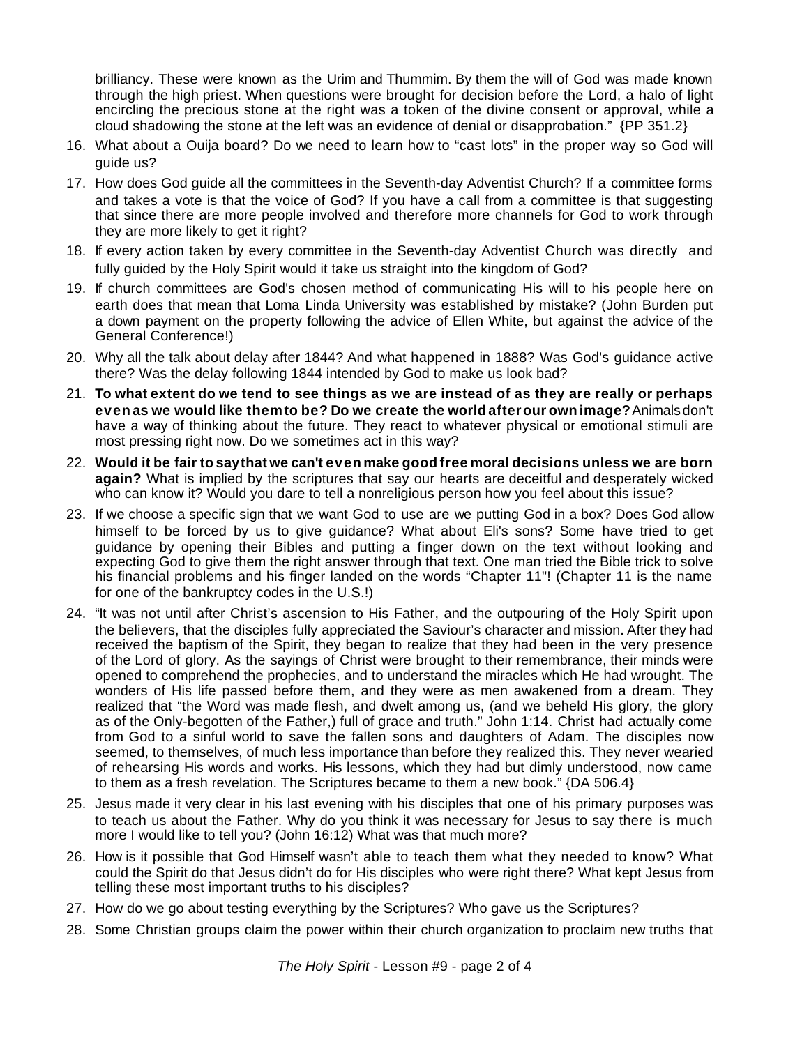brilliancy. These were known as the Urim and Thummim. By them the will of God was made known through the high priest. When questions were brought for decision before the Lord, a halo of light encircling the precious stone at the right was a token of the divine consent or approval, while a cloud shadowing the stone at the left was an evidence of denial or disapprobation." {PP 351.2}

16. What about a Ouija board? Do we need to learn how to "cast lots" in the proper way so God will guide us?
17. How does God guide all the committees in the Seventh-day Adventist Church? If a committee forms and takes a vote is that the voice of God? If you have a call from a committee is that suggesting that since there are more people involved and therefore more channels for God to work through they are more likely to get it right?
18. If every action taken by every committee in the Seventh-day Adventist Church was directly and fully guided by the Holy Spirit would it take us straight into the kingdom of God?
19. If church committees are God's chosen method of communicating His will to his people here on earth does that mean that Loma Linda University was established by mistake? (John Burden put a down payment on the property following the advice of Ellen White, but against the advice of the General Conference!)
20. Why all the talk about delay after 1844? And what happened in 1888? Was God's guidance active there? Was the delay following 1844 intended by God to make us look bad?
21. **To what extent do we tend to see things as we are instead of as they are really or perhaps even as we would like them to be? Do we create the world after our own image?** Animals don't have a way of thinking about the future. They react to whatever physical or emotional stimuli are most pressing right now. Do we sometimes act in this way?
22. **Would it be fair to say that we can't even make good free moral decisions unless we are born again?** What is implied by the scriptures that say our hearts are deceitful and desperately wicked who can know it? Would you dare to tell a nonreligious person how you feel about this issue?
23. If we choose a specific sign that we want God to use are we putting God in a box? Does God allow himself to be forced by us to give guidance? What about Eli's sons? Some have tried to get guidance by opening their Bibles and putting a finger down on the text without looking and expecting God to give them the right answer through that text. One man tried the Bible trick to solve his financial problems and his finger landed on the words "Chapter 11"! (Chapter 11 is the name for one of the bankruptcy codes in the U.S.!)
24. "It was not until after Christ's ascension to His Father, and the outpouring of the Holy Spirit upon the believers, that the disciples fully appreciated the Saviour's character and mission. After they had received the baptism of the Spirit, they began to realize that they had been in the very presence of the Lord of glory. As the sayings of Christ were brought to their remembrance, their minds were opened to comprehend the prophecies, and to understand the miracles which He had wrought. The wonders of His life passed before them, and they were as men awakened from a dream. They realized that "the Word was made flesh, and dwelt among us, (and we beheld His glory, the glory as of the Only-begotten of the Father,) full of grace and truth." John 1:14. Christ had actually come from God to a sinful world to save the fallen sons and daughters of Adam. The disciples now seemed, to themselves, of much less importance than before they realized this. They never wearied of rehearsing His words and works. His lessons, which they had but dimly understood, now came to them as a fresh revelation. The Scriptures became to them a new book." {DA 506.4}
25. Jesus made it very clear in his last evening with his disciples that one of his primary purposes was to teach us about the Father. Why do you think it was necessary for Jesus to say there is much more I would like to tell you? (John 16:12) What was that much more?
26. How is it possible that God Himself wasn't able to teach them what they needed to know? What could the Spirit do that Jesus didn't do for His disciples who were right there? What kept Jesus from telling these most important truths to his disciples?
27. How do we go about testing everything by the Scriptures? Who gave us the Scriptures?
28. Some Christian groups claim the power within their church organization to proclaim new truths that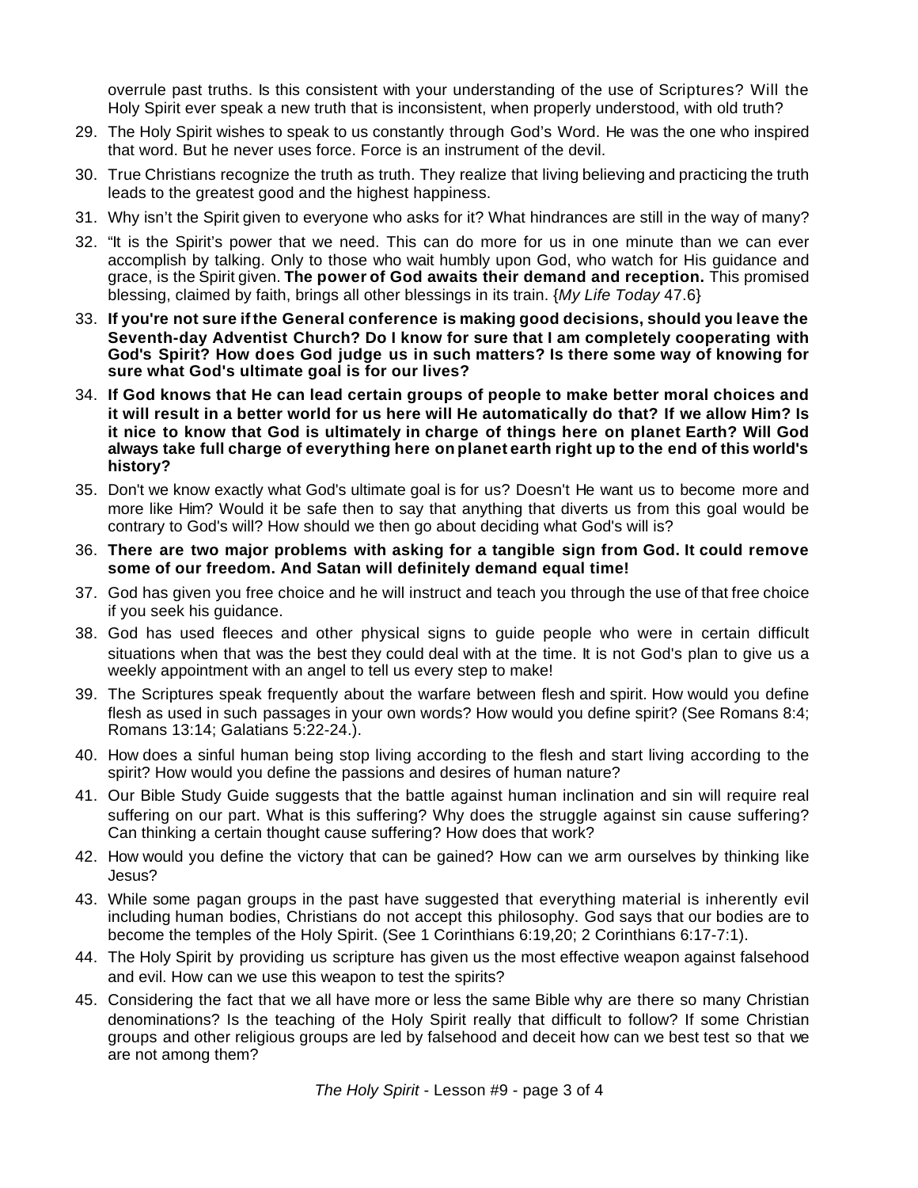overrule past truths. Is this consistent with your understanding of the use of Scriptures? Will the Holy Spirit ever speak a new truth that is inconsistent, when properly understood, with old truth?

29. The Holy Spirit wishes to speak to us constantly through God's Word. He was the one who inspired that word. But he never uses force. Force is an instrument of the devil.
30. True Christians recognize the truth as truth. They realize that living believing and practicing the truth leads to the greatest good and the highest happiness.
31. Why isn't the Spirit given to everyone who asks for it? What hindrances are still in the way of many?
32. "It is the Spirit's power that we need. This can do more for us in one minute than we can ever accomplish by talking. Only to those who wait humbly upon God, who watch for His guidance and grace, is the Spirit given. **The power of God awaits their demand and reception.** This promised blessing, claimed by faith, brings all other blessings in its train. {*My Life Today* 47.6}
33. **If you're not sure if the General conference is making good decisions, should you leave the Seventh-day Adventist Church? Do I know for sure that I am completely cooperating with God's Spirit? How does God judge us in such matters? Is there some way of knowing for sure what God's ultimate goal is for our lives?**
34. **If God knows that He can lead certain groups of people to make better moral choices and it will result in a better world for us here will He automatically do that? If we allow Him? Is it nice to know that God is ultimately in charge of things here on planet Earth? Will God always take full charge of everything here on planet earth right up to the end of this world's history?**
35. Don't we know exactly what God's ultimate goal is for us? Doesn't He want us to become more and more like Him? Would it be safe then to say that anything that diverts us from this goal would be contrary to God's will? How should we then go about deciding what God's will is?
36. **There are two major problems with asking for a tangible sign from God. It could remove some of our freedom. And Satan will definitely demand equal time!**
37. God has given you free choice and he will instruct and teach you through the use of that free choice if you seek his guidance.
38. God has used fleeces and other physical signs to guide people who were in certain difficult situations when that was the best they could deal with at the time. It is not God's plan to give us a weekly appointment with an angel to tell us every step to make!
39. The Scriptures speak frequently about the warfare between flesh and spirit. How would you define flesh as used in such passages in your own words? How would you define spirit? (See Romans 8:4; Romans 13:14; Galatians 5:22-24.).
40. How does a sinful human being stop living according to the flesh and start living according to the spirit? How would you define the passions and desires of human nature?
41. Our Bible Study Guide suggests that the battle against human inclination and sin will require real suffering on our part. What is this suffering? Why does the struggle against sin cause suffering? Can thinking a certain thought cause suffering? How does that work?
42. How would you define the victory that can be gained? How can we arm ourselves by thinking like Jesus?
43. While some pagan groups in the past have suggested that everything material is inherently evil including human bodies, Christians do not accept this philosophy. God says that our bodies are to become the temples of the Holy Spirit. (See 1 Corinthians 6:19,20; 2 Corinthians 6:17-7:1).
44. The Holy Spirit by providing us scripture has given us the most effective weapon against falsehood and evil. How can we use this weapon to test the spirits?
45. Considering the fact that we all have more or less the same Bible why are there so many Christian denominations? Is the teaching of the Holy Spirit really that difficult to follow? If some Christian groups and other religious groups are led by falsehood and deceit how can we best test so that we are not among them?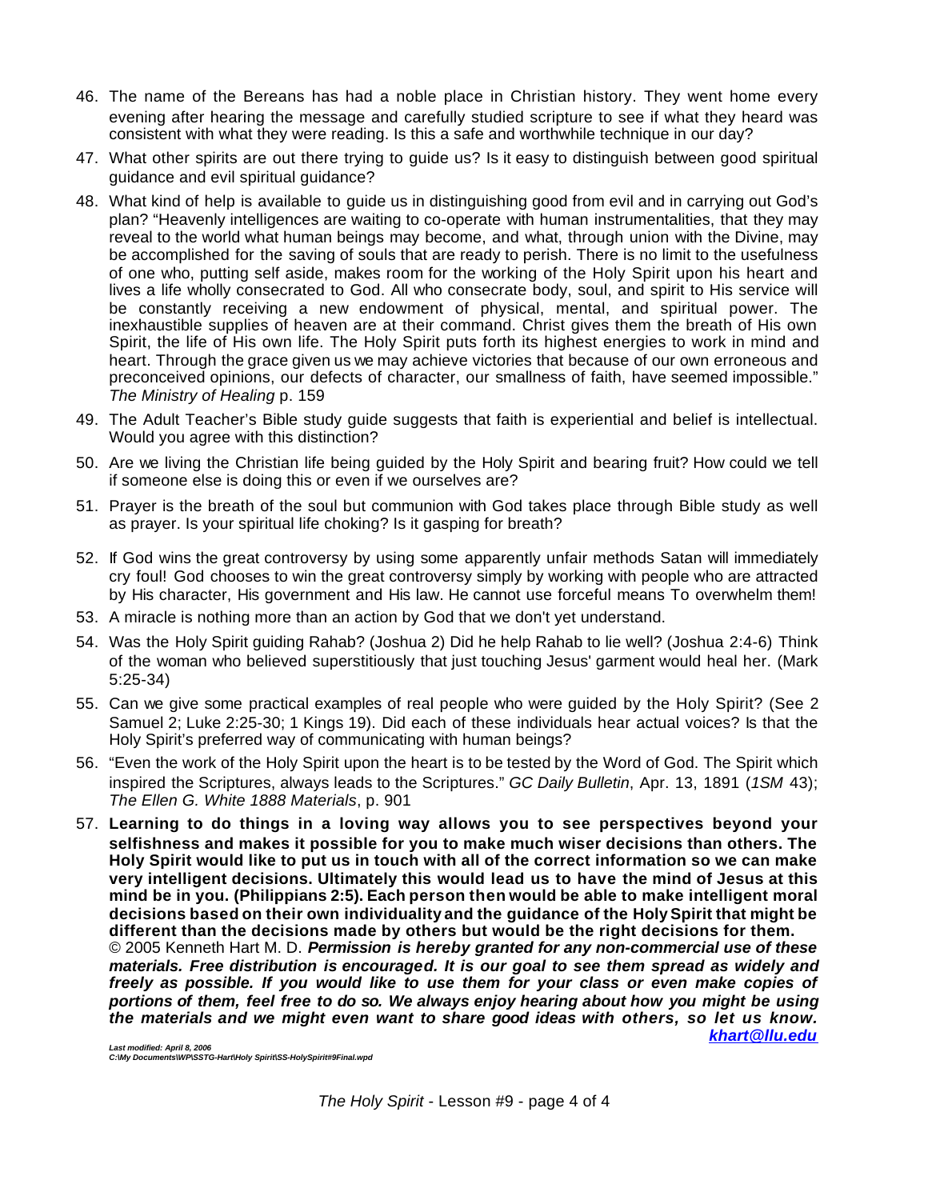46. The name of the Bereans has had a noble place in Christian history. They went home every evening after hearing the message and carefully studied scripture to see if what they heard was consistent with what they were reading. Is this a safe and worthwhile technique in our day?

47. What other spirits are out there trying to guide us? Is it easy to distinguish between good spiritual guidance and evil spiritual guidance?

48. What kind of help is available to guide us in distinguishing good from evil and in carrying out God's plan? "Heavenly intelligences are waiting to co-operate with human instrumentalities, that they may reveal to the world what human beings may become, and what, through union with the Divine, may be accomplished for the saving of souls that are ready to perish. There is no limit to the usefulness of one who, putting self aside, makes room for the working of the Holy Spirit upon his heart and lives a life wholly consecrated to God. All who consecrate body, soul, and spirit to His service will be constantly receiving a new endowment of physical, mental, and spiritual power. The inexhaustible supplies of heaven are at their command. Christ gives them the breath of His own Spirit, the life of His own life. The Holy Spirit puts forth its highest energies to work in mind and heart. Through the grace given us we may achieve victories that because of our own erroneous and preconceived opinions, our defects of character, our smallness of faith, have seemed impossible." *The Ministry of Healing* p. 159

49. The Adult Teacher's Bible study guide suggests that faith is experiential and belief is intellectual. Would you agree with this distinction?

50. Are we living the Christian life being guided by the Holy Spirit and bearing fruit? How could we tell if someone else is doing this or even if we ourselves are?

51. Prayer is the breath of the soul but communion with God takes place through Bible study as well as prayer. Is your spiritual life choking? Is it gasping for breath?

52. If God wins the great controversy by using some apparently unfair methods Satan will immediately cry foul! God chooses to win the great controversy simply by working with people who are attracted by His character, His government and His law. He cannot use forceful means To overwhelm them!

53. A miracle is nothing more than an action by God that we don't yet understand.

54. Was the Holy Spirit guiding Rahab? (Joshua 2) Did he help Rahab to lie well? (Joshua 2:4-6) Think of the woman who believed superstitiously that just touching Jesus' garment would heal her. (Mark 5:25-34)

55. Can we give some practical examples of real people who were guided by the Holy Spirit? (See 2 Samuel 2; Luke 2:25-30; 1 Kings 19). Did each of these individuals hear actual voices? Is that the Holy Spirit's preferred way of communicating with human beings?

56. "Even the work of the Holy Spirit upon the heart is to be tested by the Word of God. The Spirit which inspired the Scriptures, always leads to the Scriptures." *GC Daily Bulletin*, Apr. 13, 1891 (*1SM* 43); *The Ellen G. White 1888 Materials*, p. 901

57. **Learning to do things in a loving way allows you to see perspectives beyond your selfishness and makes it possible for you to make much wiser decisions than others. The Holy Spirit would like to put us in touch with all of the correct information so we can make very intelligent decisions. Ultimately this would lead us to have the mind of Jesus at this mind be in you. (Philippians 2:5). Each person then would be able to make intelligent moral decisions based on their own individuality and the guidance of the Holy Spirit that might be different than the decisions made by others but would be the right decisions for them.**

© 2005 Kenneth Hart M. D. ***Permission is hereby granted for any non-commercial use of these materials. Free distribution is encouraged. It is our goal to see them spread as widely and freely as possible. If you would like to use them for your class or even make copies of portions of them, feel free to do so. We always enjoy hearing about how you might be using the materials and we might even want to share good ideas with others, so let us know.*** ***khart@llu.edu***

***Last modified: April 8, 2006***
***C:\My Documents\WP\SSTG-Hart\Holy Spirit\SS-HolySpirit#9Final.wpd***